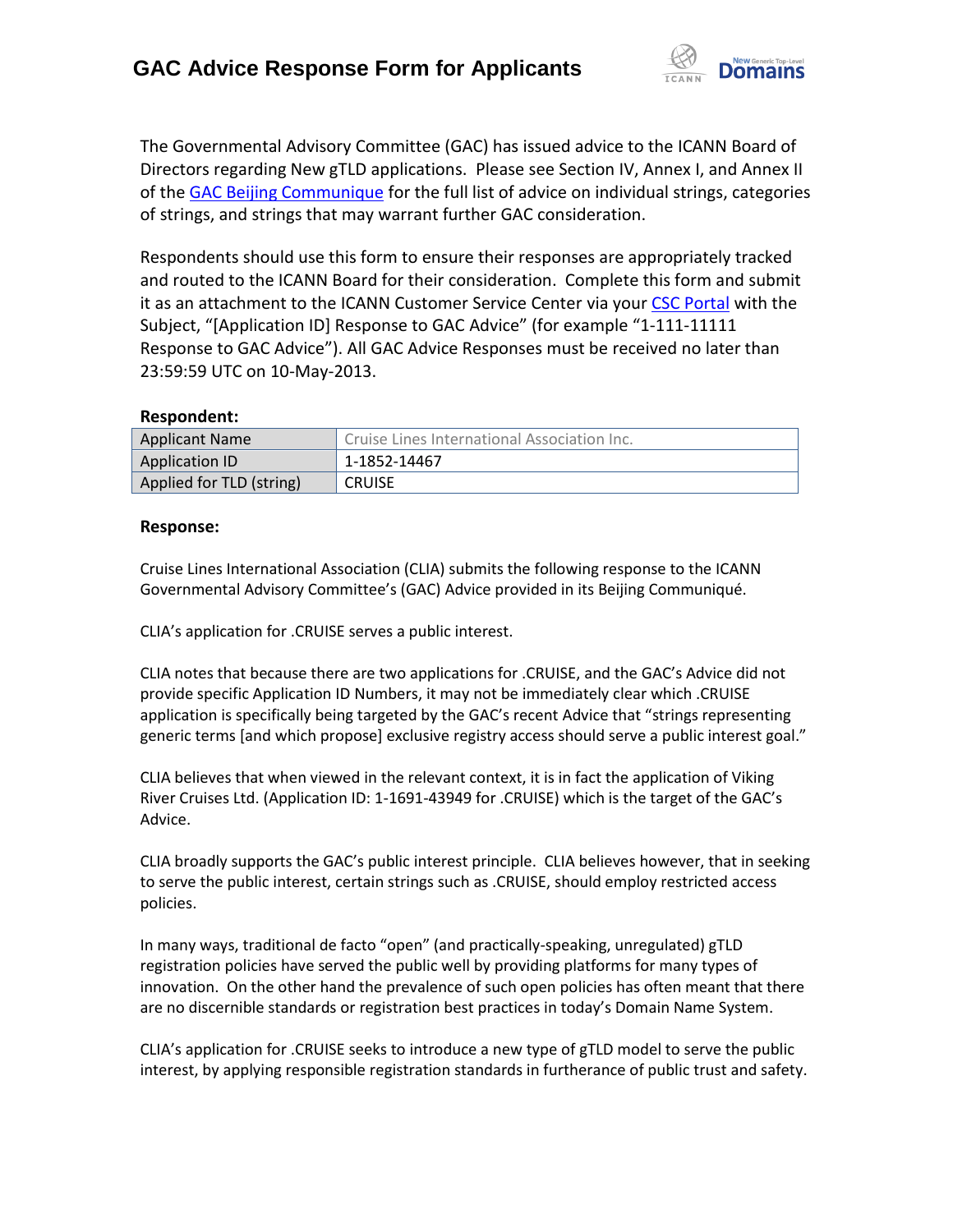# GAC Advice Response Form for Applicants

The Governmental Advisory Committee (GAC) has issued advice to the ICANN Board of Directors regarding New gTLD applications. Please see Section IV, Annex I, and Annex II of the GAC Beijing Communique for the full list of advice on individual strings, categories of strings, and strings that may warrant further GAC consideration.

Respondents should use this form to ensure their responses are appropriately tracked and routed to the ICANN Board for their consideration. Complete this form and submit it as an attachment to the ICANN Customer Service Center via your CSC Portal with the Subject, "[Application ID] Response to GAC Advice" (for example "1-111-11111 Response to GAC Advice"). All GAC Advice Responses must be received no later than 23:59:59 UTC on 10-May-2013.

**Respondent:**

| Applicant Name | Cruise Lines International Association Inc. |
|---|---|
| Application ID | 1-1852-14467 |
| Applied for TLD (string) | CRUISE |

**Response:**

Cruise Lines International Association (CLIA) submits the following response to the ICANN Governmental Advisory Committee's (GAC) Advice provided in its Beijing Communiqué.

CLIA's application for .CRUISE serves a public interest.

CLIA notes that because there are two applications for .CRUISE, and the GAC's Advice did not provide specific Application ID Numbers, it may not be immediately clear which .CRUISE application is specifically being targeted by the GAC's recent Advice that "strings representing generic terms [and which propose] exclusive registry access should serve a public interest goal."

CLIA believes that when viewed in the relevant context, it is in fact the application of Viking River Cruises Ltd. (Application ID: 1-1691-43949 for .CRUISE) which is the target of the GAC's Advice.

CLIA broadly supports the GAC's public interest principle. CLIA believes however, that in seeking to serve the public interest, certain strings such as .CRUISE, should employ restricted access policies.

In many ways, traditional de facto "open" (and practically-speaking, unregulated) gTLD registration policies have served the public well by providing platforms for many types of innovation. On the other hand the prevalence of such open policies has often meant that there are no discernible standards or registration best practices in today's Domain Name System.

CLIA's application for .CRUISE seeks to introduce a new type of gTLD model to serve the public interest, by applying responsible registration standards in furtherance of public trust and safety.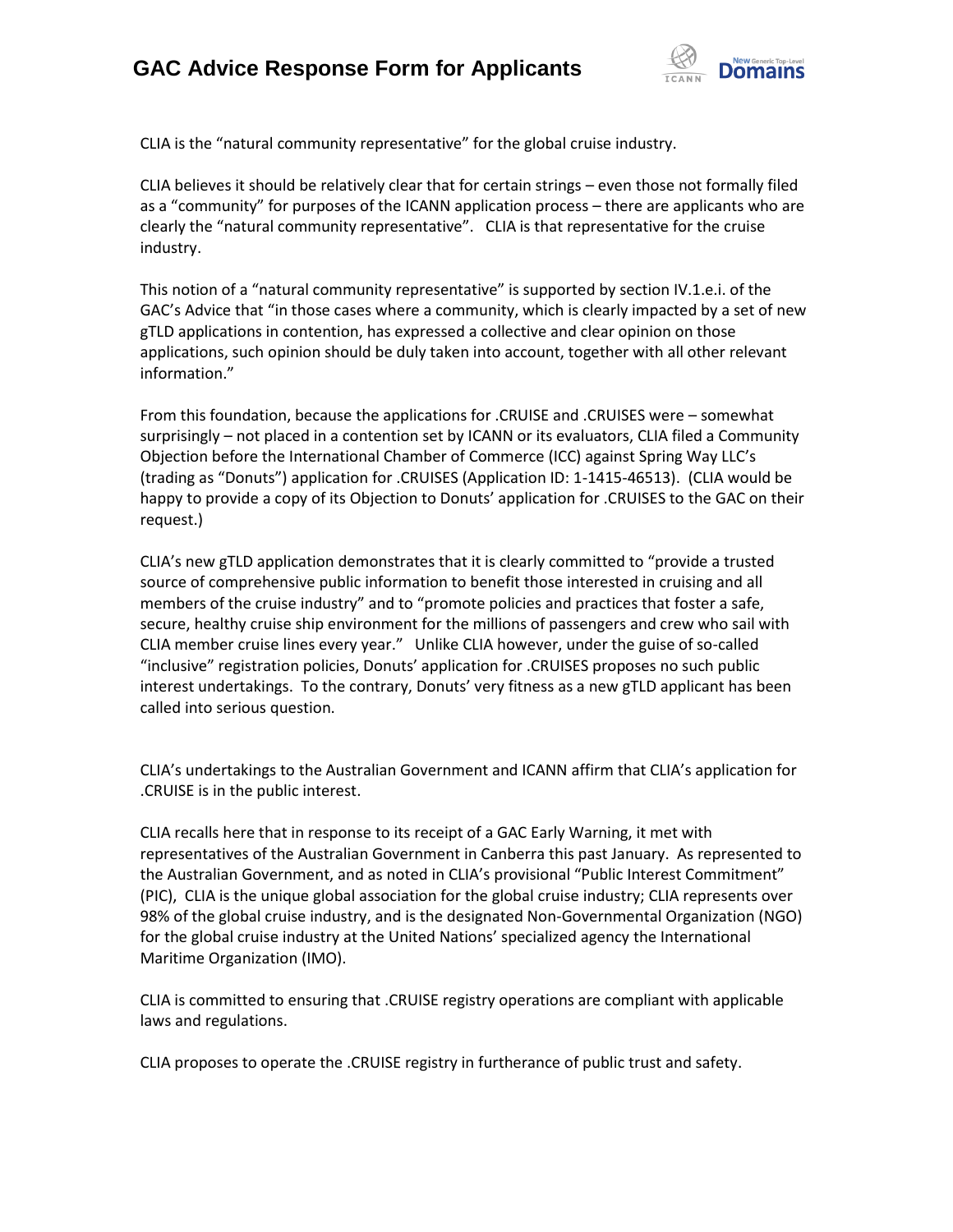CLIA is the "natural community representative" for the global cruise industry.

CLIA believes it should be relatively clear that for certain strings – even those not formally filed as a "community" for purposes of the ICANN application process – there are applicants who are clearly the "natural community representative". CLIA is that representative for the cruise industry.

This notion of a "natural community representative" is supported by section IV.1.e.i. of the GAC's Advice that "in those cases where a community, which is clearly impacted by a set of new gTLD applications in contention, has expressed a collective and clear opinion on those applications, such opinion should be duly taken into account, together with all other relevant information."

From this foundation, because the applications for .CRUISE and .CRUISES were – somewhat surprisingly – not placed in a contention set by ICANN or its evaluators, CLIA filed a Community Objection before the International Chamber of Commerce (ICC) against Spring Way LLC's (trading as "Donuts") application for .CRUISES (Application ID: 1-1415-46513). (CLIA would be happy to provide a copy of its Objection to Donuts' application for .CRUISES to the GAC on their request.)

CLIA's new gTLD application demonstrates that it is clearly committed to "provide a trusted source of comprehensive public information to benefit those interested in cruising and all members of the cruise industry" and to "promote policies and practices that foster a safe, secure, healthy cruise ship environment for the millions of passengers and crew who sail with CLIA member cruise lines every year." Unlike CLIA however, under the guise of so-called "inclusive" registration policies, Donuts' application for .CRUISES proposes no such public interest undertakings. To the contrary, Donuts' very fitness as a new gTLD applicant has been called into serious question.

CLIA's undertakings to the Australian Government and ICANN affirm that CLIA's application for .CRUISE is in the public interest.

CLIA recalls here that in response to its receipt of a GAC Early Warning, it met with representatives of the Australian Government in Canberra this past January. As represented to the Australian Government, and as noted in CLIA's provisional "Public Interest Commitment" (PIC), CLIA is the unique global association for the global cruise industry; CLIA represents over 98% of the global cruise industry, and is the designated Non-Governmental Organization (NGO) for the global cruise industry at the United Nations' specialized agency the International Maritime Organization (IMO).

CLIA is committed to ensuring that .CRUISE registry operations are compliant with applicable laws and regulations.

CLIA proposes to operate the .CRUISE registry in furtherance of public trust and safety.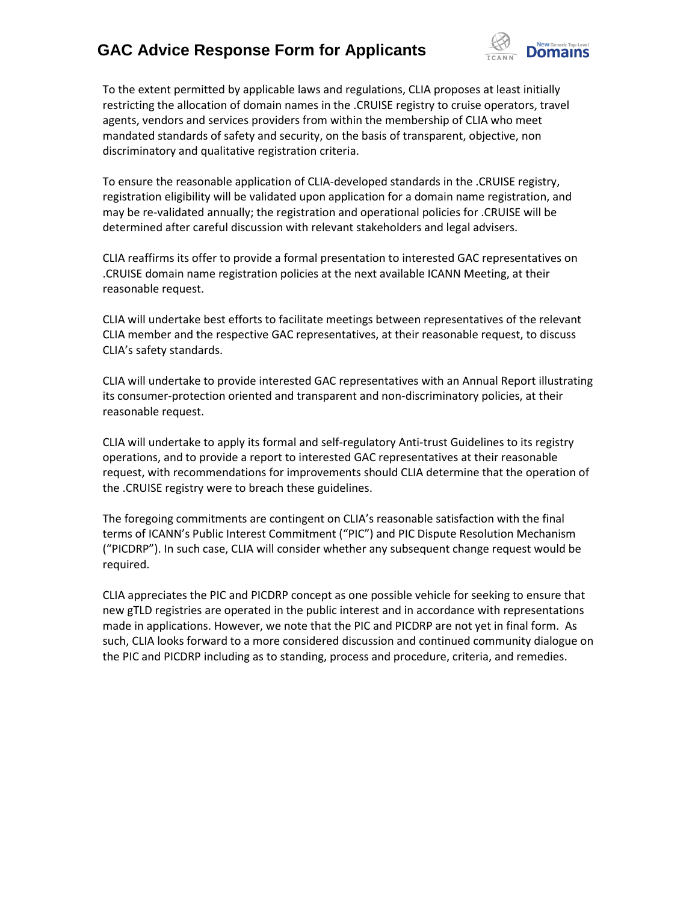To the extent permitted by applicable laws and regulations, CLIA proposes at least initially restricting the allocation of domain names in the .CRUISE registry to cruise operators, travel agents, vendors and services providers from within the membership of CLIA who meet mandated standards of safety and security, on the basis of transparent, objective, non discriminatory and qualitative registration criteria.

To ensure the reasonable application of CLIA-developed standards in the .CRUISE registry, registration eligibility will be validated upon application for a domain name registration, and may be re-validated annually; the registration and operational policies for .CRUISE will be determined after careful discussion with relevant stakeholders and legal advisers.

CLIA reaffirms its offer to provide a formal presentation to interested GAC representatives on .CRUISE domain name registration policies at the next available ICANN Meeting, at their reasonable request.

CLIA will undertake best efforts to facilitate meetings between representatives of the relevant CLIA member and the respective GAC representatives, at their reasonable request, to discuss CLIA's safety standards.

CLIA will undertake to provide interested GAC representatives with an Annual Report illustrating its consumer-protection oriented and transparent and non-discriminatory policies, at their reasonable request.

CLIA will undertake to apply its formal and self-regulatory Anti-trust Guidelines to its registry operations, and to provide a report to interested GAC representatives at their reasonable request, with recommendations for improvements should CLIA determine that the operation of the .CRUISE registry were to breach these guidelines.

The foregoing commitments are contingent on CLIA's reasonable satisfaction with the final terms of ICANN's Public Interest Commitment ("PIC") and PIC Dispute Resolution Mechanism ("PICDRP"). In such case, CLIA will consider whether any subsequent change request would be required.

CLIA appreciates the PIC and PICDRP concept as one possible vehicle for seeking to ensure that new gTLD registries are operated in the public interest and in accordance with representations made in applications. However, we note that the PIC and PICDRP are not yet in final form. As such, CLIA looks forward to a more considered discussion and continued community dialogue on the PIC and PICDRP including as to standing, process and procedure, criteria, and remedies.